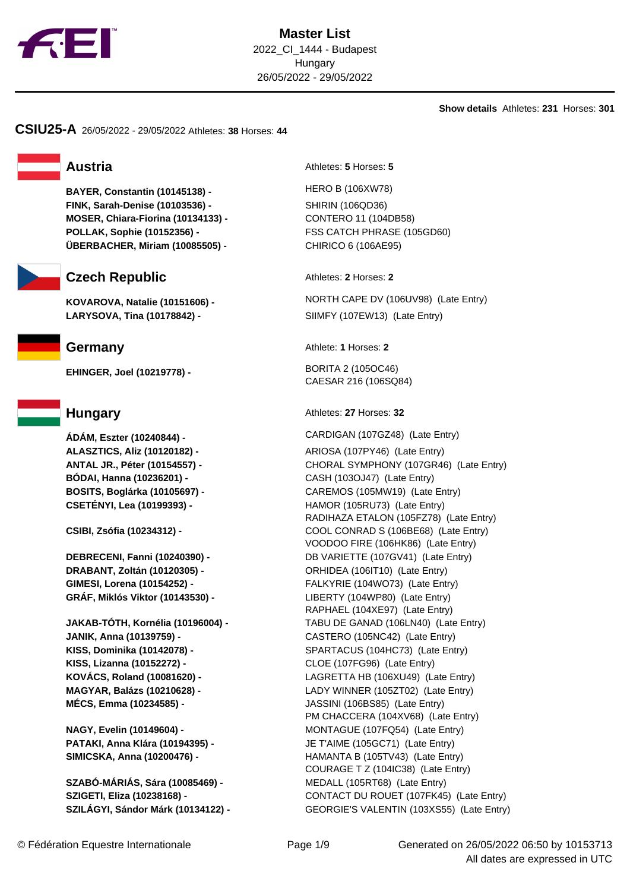# Master List

2022_CI_1444 - Budapest
Hungary
26/05/2022 - 29/05/2022

**Show details** Athletes: **231** Horses: **301**

## CSIU25-A 26/05/2022 - 29/05/2022 Athletes: **38** Horses: **44**

### Austria

Athletes: **5** Horses: **5**

| Athlete | Horse |
|---|---|
| **BAYER, Constantin (10145138) -** | HERO B (106XW78) |
| **FINK, Sarah-Denise (10103536) -** | SHIRIN (106QD36) |
| **MOSER, Chiara-Fiorina (10134133) -** | CONTERO 11 (104DB58) |
| **POLLAK, Sophie (10152356) -** | FSS CATCH PHRASE (105GD60) |
| **ÜBERBACHER, Miriam (10085505) -** | CHIRICO 6 (106AE95) |

### Czech Republic

Athletes: **2** Horses: **2**

| Athlete | Horse |
|---|---|
| **KOVAROVA, Natalie (10151606) -** | NORTH CAPE DV (106UV98) (Late Entry) |
| **LARYSOVA, Tina (10178842) -** | SIIMFY (107EW13) (Late Entry) |

### Germany

Athlete: **1** Horses: **2**

| Athlete | Horse |
|---|---|
| **EHINGER, Joel (10219778) -** | BORITA 2 (105OC46) |
| | CAESAR 216 (106SQ84) |

### Hungary

Athletes: **27** Horses: **32**

| Athlete | Horse |
|---|---|
| **ÁDÁM, Eszter (10240844) -** | CARDIGAN (107GZ48) (Late Entry) |
| **ALASZTICS, Aliz (10120182) -** | ARIOSA (107PY46) (Late Entry) |
| **ANTAL JR., Péter (10154557) -** | CHORAL SYMPHONY (107GR46) (Late Entry) |
| **BÓDAI, Hanna (10236201) -** | CASH (103OJ47) (Late Entry) |
| **BOSITS, Boglárka (10105697) -** | CAREMOS (105MW19) (Late Entry) |
| **CSETÉNYI, Lea (10199393) -** | HAMOR (105RU73) (Late Entry) |
| | RADIHAZA ETALON (105FZ78) (Late Entry) |
| **CSIBI, Zsófia (10234312) -** | COOL CONRAD S (106BE68) (Late Entry) |
| | VOODOO FIRE (106HK86) (Late Entry) |
| **DEBRECENI, Fanni (10240390) -** | DB VARIETTE (107GV41) (Late Entry) |
| **DRABANT, Zoltán (10120305) -** | ORHIDEA (106IT10) (Late Entry) |
| **GIMESI, Lorena (10154252) -** | FALKYRIE (104WO73) (Late Entry) |
| **GRÁF, Miklós Viktor (10143530) -** | LIBERTY (104WP80) (Late Entry) |
| | RAPHAEL (104XE97) (Late Entry) |
| **JAKAB-TÓTH, Kornélia (10196004) -** | TABU DE GANAD (106LN40) (Late Entry) |
| **JANIK, Anna (10139759) -** | CASTERO (105NC42) (Late Entry) |
| **KISS, Dominika (10142078) -** | SPARTACUS (104HC73) (Late Entry) |
| **KISS, Lizanna (10152272) -** | CLOE (107FG96) (Late Entry) |
| **KOVÁCS, Roland (10081620) -** | LAGRETTA HB (106XU49) (Late Entry) |
| **MAGYAR, Balázs (10210628) -** | LADY WINNER (105ZT02) (Late Entry) |
| **MÉCS, Emma (10234585) -** | JASSINI (106BS85) (Late Entry) |
| | PM CHACCERA (104XV68) (Late Entry) |
| **NAGY, Evelin (10149604) -** | MONTAGUE (107FQ54) (Late Entry) |
| **PATAKI, Anna Klára (10194395) -** | JE T'AIME (105GC71) (Late Entry) |
| **SIMICSKA, Anna (10200476) -** | HAMANTA B (105TV43) (Late Entry) |
| | COURAGE T Z (104IC38) (Late Entry) |
| **SZABÓ-MÁRIÁS, Sára (10085469) -** | MEDALL (105RT68) (Late Entry) |
| **SZIGETI, Eliza (10238168) -** | CONTACT DU ROUET (107FK45) (Late Entry) |
| **SZILÁGYI, Sándor Márk (10134122) -** | GEORGIE'S VALENTIN (103XS55) (Late Entry) |

© Fédération Equestre Internationale

Generated on 26/05/2022 06:50 by 10153713
All dates are expressed in UTC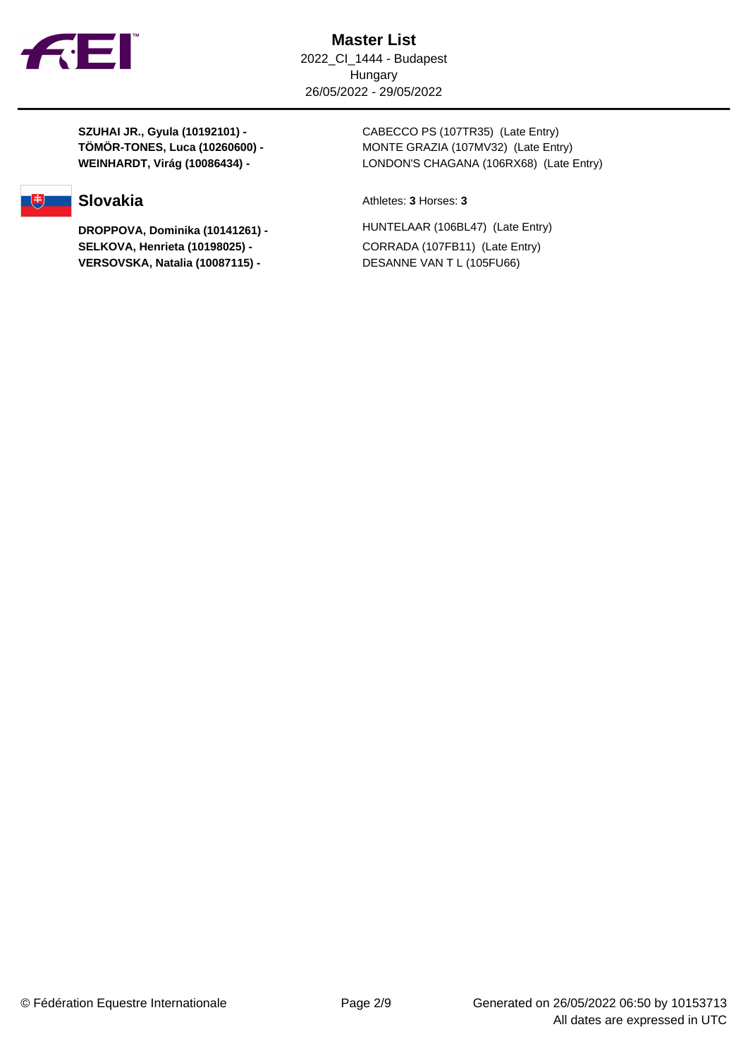| | |
|---|---|
| **SZUHAI JR., Gyula (10192101) -** | CABECCO PS (107TR35) (Late Entry) |
| **TÖMÖR-TONES, Luca (10260600) -** | MONTE GRAZIA (107MV32) (Late Entry) |
| **WEINHARDT, Virág (10086434) -** | LONDON'S CHAGANA (106RX68) (Late Entry) |

## Slovakia

Athletes: **3** Horses: **3**

| | |
|---|---|
| **DROPPOVA, Dominika (10141261) -** | HUNTELAAR (106BL47) (Late Entry) |
| **SELKOVA, Henrieta (10198025) -** | CORRADA (107FB11) (Late Entry) |
| **VERSOVSKA, Natalia (10087115) -** | DESANNE VAN T L (105FU66) |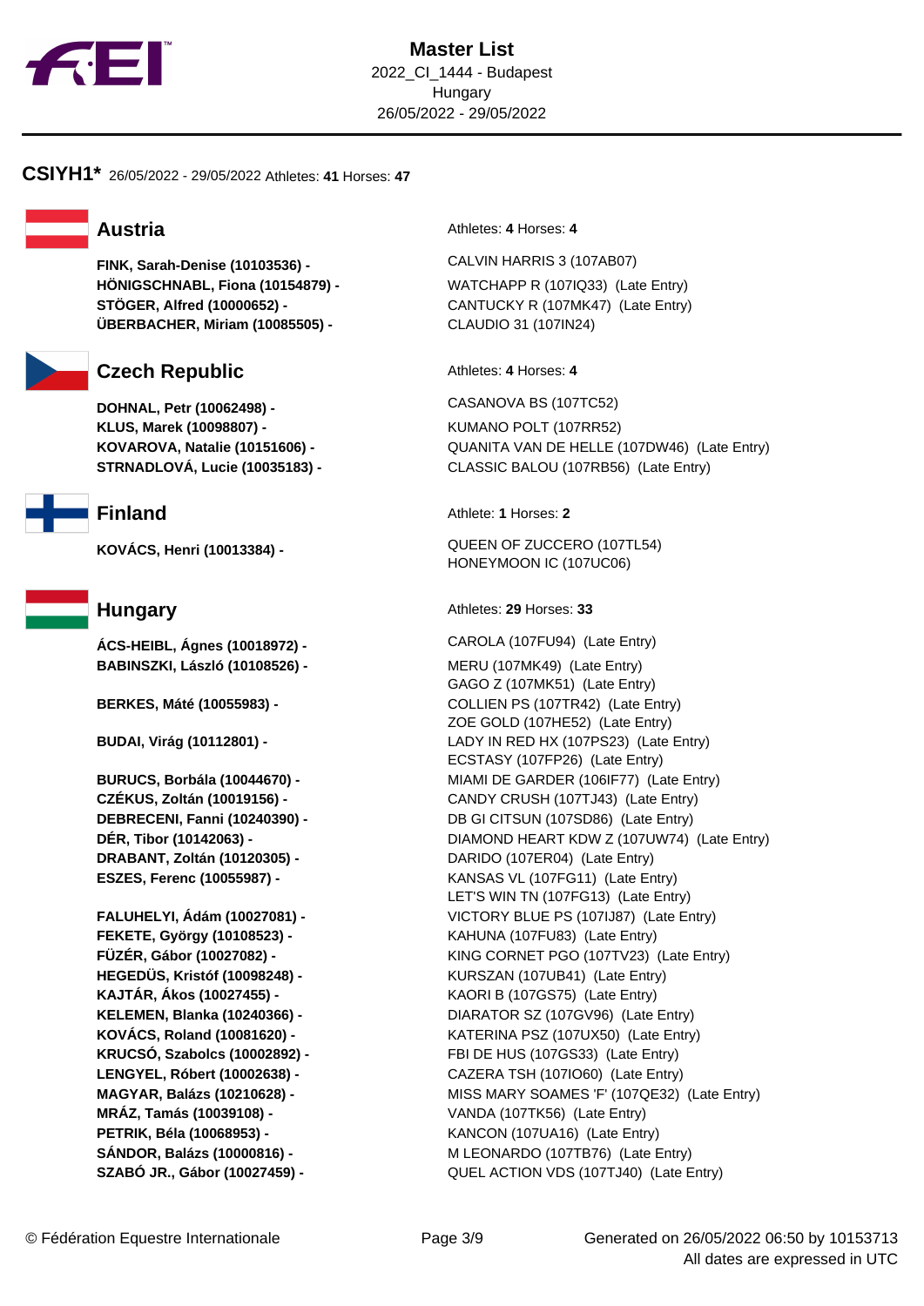# Master List

2022_CI_1444 - Budapest
Hungary
26/05/2022 - 29/05/2022

## CSIYH1* 26/05/2022 - 29/05/2022 Athletes: **41** Horses: **47**

### Austria

Athletes: **4** Horses: **4**

| Athlete | Horse |
|---|---|
| **FINK, Sarah-Denise (10103536) -** | CALVIN HARRIS 3 (107AB07) |
| **HÖNIGSCHNABL, Fiona (10154879) -** | WATCHAPP R (107IQ33) (Late Entry) |
| **STÖGER, Alfred (10000652) -** | CANTUCKY R (107MK47) (Late Entry) |
| **ÜBERBACHER, Miriam (10085505) -** | CLAUDIO 31 (107IN24) |

### Czech Republic

Athletes: **4** Horses: **4**

| Athlete | Horse |
|---|---|
| **DOHNAL, Petr (10062498) -** | CASANOVA BS (107TC52) |
| **KLUS, Marek (10098807) -** | KUMANO POLT (107RR52) |
| **KOVAROVA, Natalie (10151606) -** | QUANITA VAN DE HELLE (107DW46) (Late Entry) |
| **STRNADLOVÁ, Lucie (10035183) -** | CLASSIC BALOU (107RB56) (Late Entry) |

### Finland

Athlete: **1** Horses: **2**

| Athlete | Horse |
|---|---|
| **KOVÁCS, Henri (10013384) -** | QUEEN OF ZUCCERO (107TL54) |
| | HONEYMOON IC (107UC06) |

### Hungary

Athletes: **29** Horses: **33**

| Athlete | Horse |
|---|---|
| **ÁCS-HEIBL, Ágnes (10018972) -** | CAROLA (107FU94) (Late Entry) |
| **BABINSZKI, László (10108526) -** | MERU (107MK49) (Late Entry) |
| | GAGO Z (107MK51) (Late Entry) |
| **BERKES, Máté (10055983) -** | COLLIEN PS (107TR42) (Late Entry) |
| | ZOE GOLD (107HE52) (Late Entry) |
| **BUDAI, Virág (10112801) -** | LADY IN RED HX (107PS23) (Late Entry) |
| | ECSTASY (107FP26) (Late Entry) |
| **BURUCS, Borbála (10044670) -** | MIAMI DE GARDER (106IF77) (Late Entry) |
| **CZÉKUS, Zoltán (10019156) -** | CANDY CRUSH (107TJ43) (Late Entry) |
| **DEBRECENI, Fanni (10240390) -** | DB GI CITSUN (107SD86) (Late Entry) |
| **DÉR, Tibor (10142063) -** | DIAMOND HEART KDW Z (107UW74) (Late Entry) |
| **DRABANT, Zoltán (10120305) -** | DARIDO (107ER04) (Late Entry) |
| **ESZES, Ferenc (10055987) -** | KANSAS VL (107FG11) (Late Entry) |
| | LET'S WIN TN (107FG13) (Late Entry) |
| **FALUHELYI, Ádám (10027081) -** | VICTORY BLUE PS (107IJ87) (Late Entry) |
| **FEKETE, György (10108523) -** | KAHUNA (107FU83) (Late Entry) |
| **FÜZÉR, Gábor (10027082) -** | KING CORNET PGO (107TV23) (Late Entry) |
| **HEGEDÜS, Kristóf (10098248) -** | KURSZAN (107UB41) (Late Entry) |
| **KAJTÁR, Ákos (10027455) -** | KAORI B (107GS75) (Late Entry) |
| **KELEMEN, Blanka (10240366) -** | DIARATOR SZ (107GV96) (Late Entry) |
| **KOVÁCS, Roland (10081620) -** | KATERINA PSZ (107UX50) (Late Entry) |
| **KRUCSÓ, Szabolcs (10002892) -** | FBI DE HUS (107GS33) (Late Entry) |
| **LENGYEL, Róbert (10002638) -** | CAZERA TSH (107IO60) (Late Entry) |
| **MAGYAR, Balázs (10210628) -** | MISS MARY SOAMES 'F' (107QE32) (Late Entry) |
| **MRÁZ, Tamás (10039108) -** | VANDA (107TK56) (Late Entry) |
| **PETRIK, Béla (10068953) -** | KANCON (107UA16) (Late Entry) |
| **SÁNDOR, Balázs (10000816) -** | M LEONARDO (107TB76) (Late Entry) |
| **SZABÓ JR., Gábor (10027459) -** | QUEL ACTION VDS (107TJ40) (Late Entry) |

© Fédération Equestre Internationale

Generated on 26/05/2022 06:50 by 10153713
All dates are expressed in UTC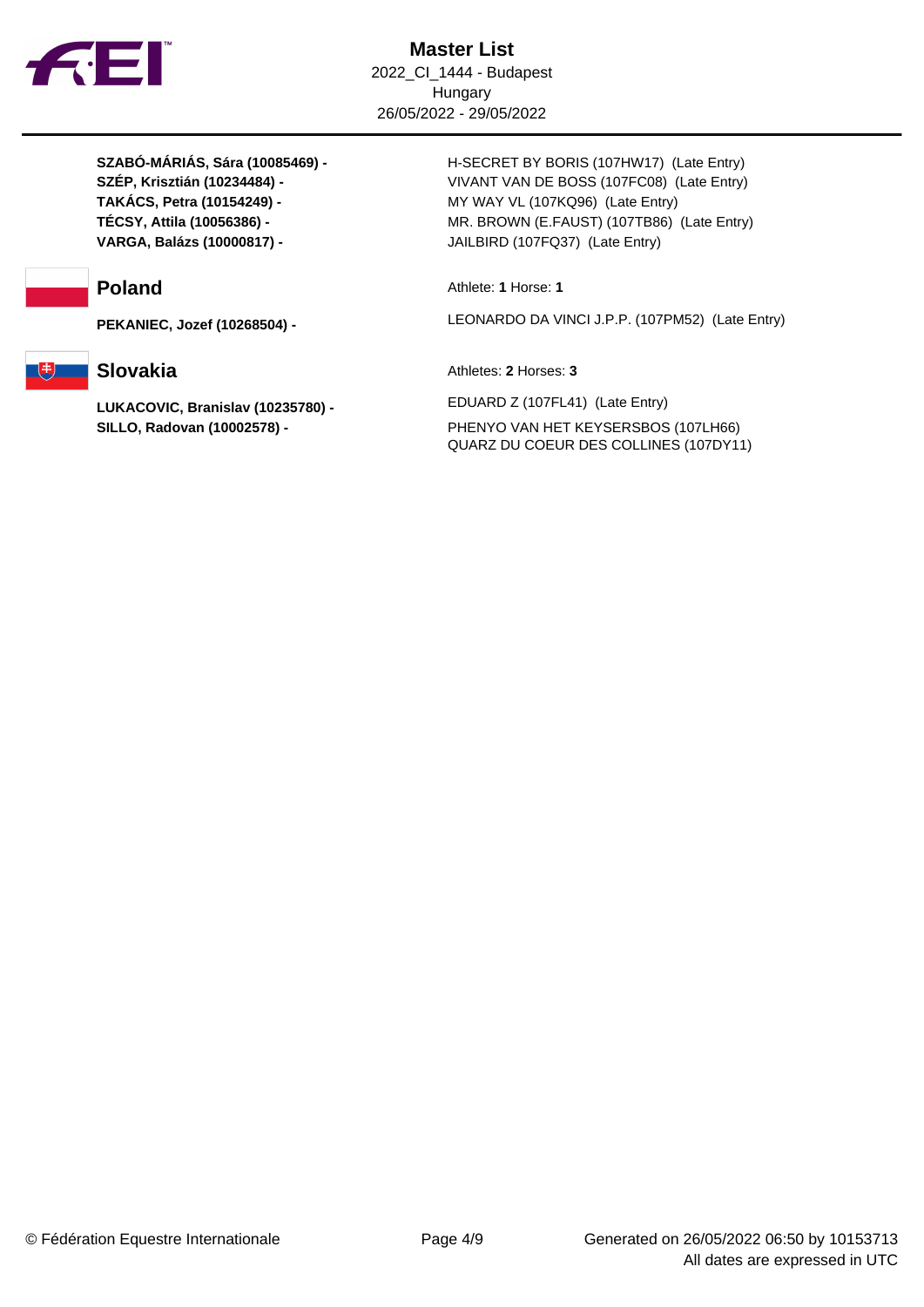| Athlete | Horse |
|---|---|
| **SZABÓ-MÁRIÁS, Sára (10085469) -** | H-SECRET BY BORIS (107HW17) (Late Entry) |
| **SZÉP, Krisztián (10234484) -** | VIVANT VAN DE BOSS (107FC08) (Late Entry) |
| **TAKÁCS, Petra (10154249) -** | MY WAY VL (107KQ96) (Late Entry) |
| **TÉCSY, Attila (10056386) -** | MR. BROWN (E.FAUST) (107TB86) (Late Entry) |
| **VARGA, Balázs (10000817) -** | JAILBIRD (107FQ37) (Late Entry) |

## Poland

Athlete: **1** Horse: **1**

| Athlete | Horse |
|---|---|
| **PEKANIEC, Jozef (10268504) -** | LEONARDO DA VINCI J.P.P. (107PM52) (Late Entry) |

## Slovakia

Athletes: **2** Horses: **3**

| Athlete | Horse |
|---|---|
| **LUKACOVIC, Branislav (10235780) -** | EDUARD Z (107FL41) (Late Entry) |
| **SILLO, Radovan (10002578) -** | PHENYO VAN HET KEYSERSBOS (107LH66) |
| | QUARZ DU COEUR DES COLLINES (107DY11) |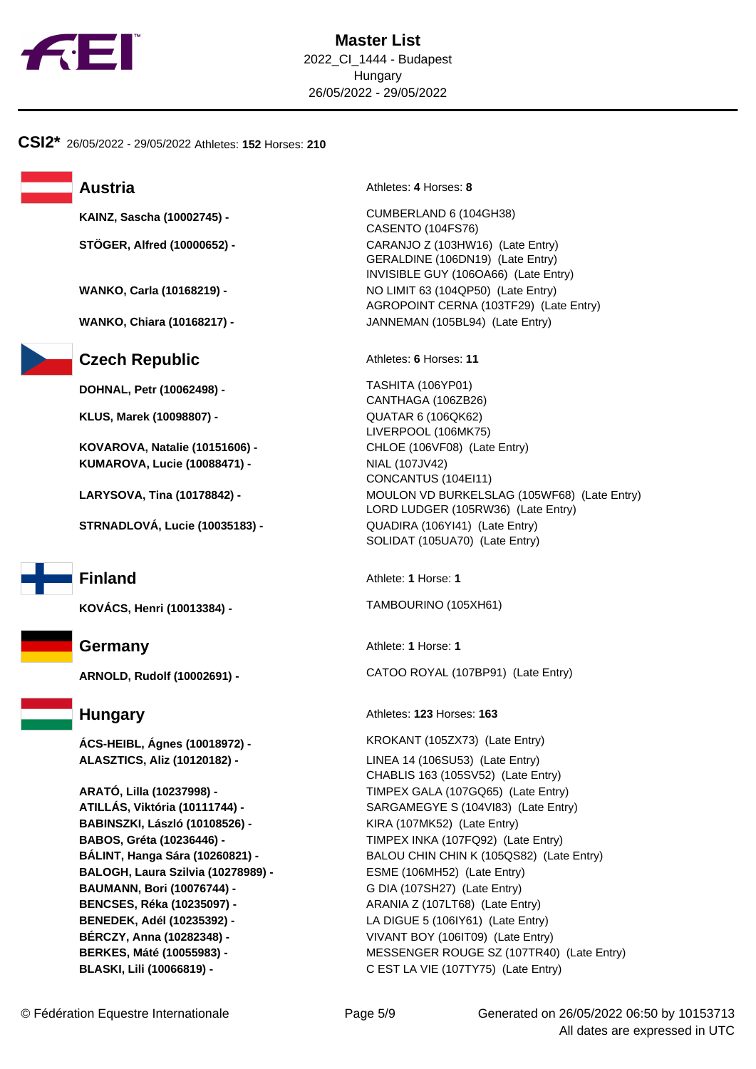# Master List

2022_CI_1444 - Budapest
Hungary
26/05/2022 - 29/05/2022

**CSI2*** 26/05/2022 - 29/05/2022 Athletes: **152** Horses: **210**

## Austria

Athletes: **4** Horses: **8**

| Athlete | Horses |
|---|---|
| **KAINZ, Sascha (10002745) -** | CUMBERLAND 6 (104GH38)<br>CASENTO (104FS76) |
| **STÖGER, Alfred (10000652) -** | CARANJO Z (103HW16) (Late Entry)<br>GERALDINE (106DN19) (Late Entry)<br>INVISIBLE GUY (106OA66) (Late Entry) |
| **WANKO, Carla (10168219) -** | NO LIMIT 63 (104QP50) (Late Entry)<br>AGROPOINT CERNA (103TF29) (Late Entry) |
| **WANKO, Chiara (10168217) -** | JANNEMAN (105BL94) (Late Entry) |

## Czech Republic

Athletes: **6** Horses: **11**

| Athlete | Horses |
|---|---|
| **DOHNAL, Petr (10062498) -** | TASHITA (106YP01)<br>CANTHAGA (106ZB26) |
| **KLUS, Marek (10098807) -** | QUATAR 6 (106QK62)<br>LIVERPOOL (106MK75) |
| **KOVAROVA, Natalie (10151606) -** | CHLOE (106VF08) (Late Entry) |
| **KUMAROVA, Lucie (10088471) -** | NIAL (107JV42)<br>CONCANTUS (104EI11) |
| **LARYSOVA, Tina (10178842) -** | MOULON VD BURKELSLAG (105WF68) (Late Entry)<br>LORD LUDGER (105RW36) (Late Entry) |
| **STRNADLOVÁ, Lucie (10035183) -** | QUADIRA (106YI41) (Late Entry)<br>SOLIDAT (105UA70) (Late Entry) |

## Finland

Athlete: **1** Horse: **1**

| Athlete | Horses |
|---|---|
| **KOVÁCS, Henri (10013384) -** | TAMBOURINO (105XH61) |

## Germany

Athlete: **1** Horse: **1**

| Athlete | Horses |
|---|---|
| **ARNOLD, Rudolf (10002691) -** | CATOO ROYAL (107BP91) (Late Entry) |

## Hungary

Athletes: **123** Horses: **163**

| Athlete | Horses |
|---|---|
| **ÁCS-HEIBL, Ágnes (10018972) -** | KROKANT (105ZX73) (Late Entry) |
| **ALASZTICS, Aliz (10120182) -** | LINEA 14 (106SU53) (Late Entry)<br>CHABLIS 163 (105SV52) (Late Entry) |
| **ARATÓ, Lilla (10237998) -** | TIMPEX GALA (107GQ65) (Late Entry) |
| **ATILLÁS, Viktória (10111744) -** | SARGAMEGYE S (104VI83) (Late Entry) |
| **BABINSZKI, László (10108526) -** | KIRA (107MK52) (Late Entry) |
| **BABOS, Gréta (10236446) -** | TIMPEX INKA (107FQ92) (Late Entry) |
| **BÁLINT, Hanga Sára (10260821) -** | BALOU CHIN CHIN K (105QS82) (Late Entry) |
| **BALOGH, Laura Szilvia (10278989) -** | ESME (106MH52) (Late Entry) |
| **BAUMANN, Bori (10076744) -** | G DIA (107SH27) (Late Entry) |
| **BENCSES, Réka (10235097) -** | ARANIA Z (107LT68) (Late Entry) |
| **BENEDEK, Adél (10235392) -** | LA DIGUE 5 (106IY61) (Late Entry) |
| **BÉRCZY, Anna (10282348) -** | VIVANT BOY (106IT09) (Late Entry) |
| **BERKES, Máté (10055983) -** | MESSENGER ROUGE SZ (107TR40) (Late Entry) |
| **BLASKI, Lili (10066819) -** | C EST LA VIE (107TY75) (Late Entry) |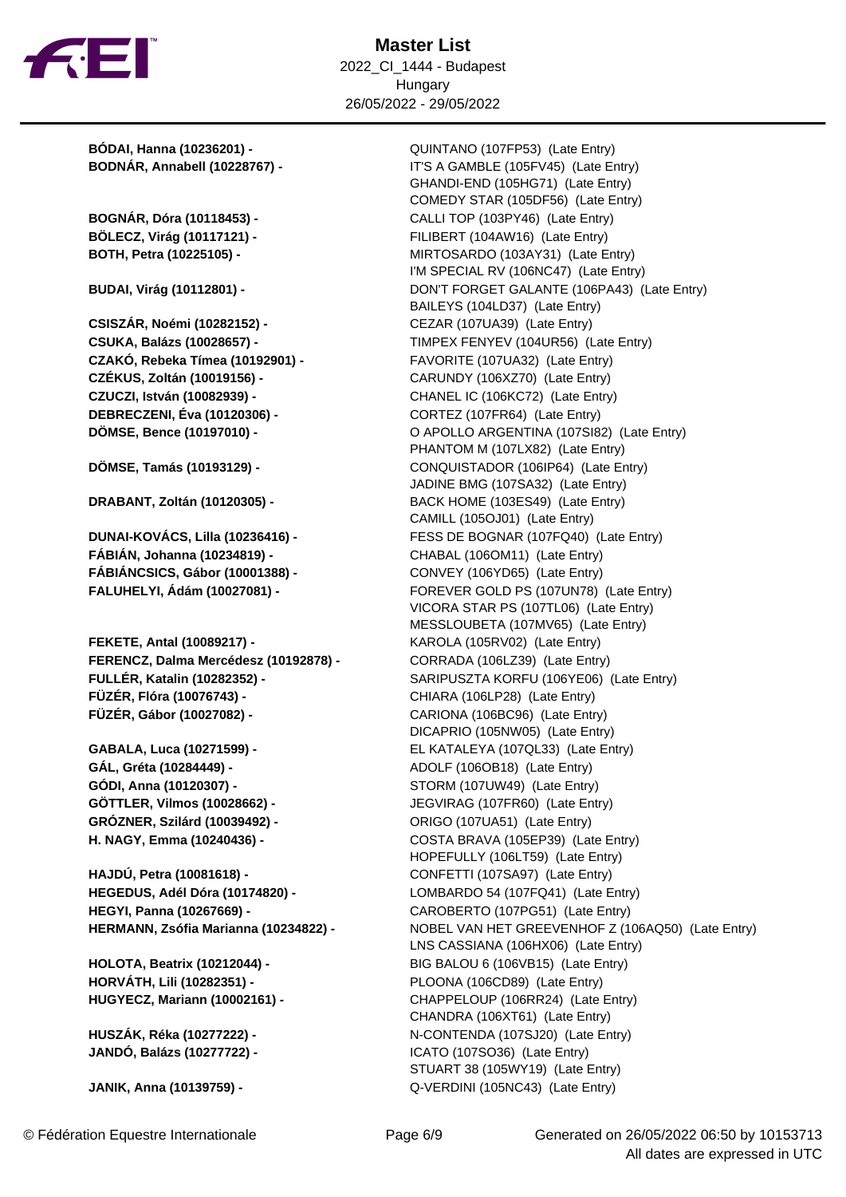# Master List

2022_CI_1444 - Budapest
Hungary
26/05/2022 - 29/05/2022

| Rider | Horse |
| --- | --- |
| **BÓDAI, Hanna (10236201) -** | QUINTANO (107FP53) (Late Entry) |
| **BODNÁR, Annabell (10228767) -** | IT'S A GAMBLE (105FV45) (Late Entry) |
| | GHANDI-END (105HG71) (Late Entry) |
| | COMEDY STAR (105DF56) (Late Entry) |
| **BOGNÁR, Dóra (10118453) -** | CALLI TOP (103PY46) (Late Entry) |
| **BÖLECZ, Virág (10117121) -** | FILIBERT (104AW16) (Late Entry) |
| **BOTH, Petra (10225105) -** | MIRTOSARDO (103AY31) (Late Entry) |
| | I'M SPECIAL RV (106NC47) (Late Entry) |
| **BUDAI, Virág (10112801) -** | DON'T FORGET GALANTE (106PA43) (Late Entry) |
| | BAILEYS (104LD37) (Late Entry) |
| **CSISZÁR, Noémi (10282152) -** | CEZAR (107UA39) (Late Entry) |
| **CSUKA, Balázs (10028657) -** | TIMPEX FENYEV (104UR56) (Late Entry) |
| **CZAKÓ, Rebeka Tímea (10192901) -** | FAVORITE (107UA32) (Late Entry) |
| **CZÉKUS, Zoltán (10019156) -** | CARUNDY (106XZ70) (Late Entry) |
| **CZUCZI, István (10082939) -** | CHANEL IC (106KC72) (Late Entry) |
| **DEBRECZENI, Éva (10120306) -** | CORTEZ (107FR64) (Late Entry) |
| **DÖMSE, Bence (10197010) -** | O APOLLO ARGENTINA (107SI82) (Late Entry) |
| | PHANTOM M (107LX82) (Late Entry) |
| **DÖMSE, Tamás (10193129) -** | CONQUISTADOR (106IP64) (Late Entry) |
| | JADINE BMG (107SA32) (Late Entry) |
| **DRABANT, Zoltán (10120305) -** | BACK HOME (103ES49) (Late Entry) |
| | CAMILL (105OJ01) (Late Entry) |
| **DUNAI-KOVÁCS, Lilla (10236416) -** | FESS DE BOGNAR (107FQ40) (Late Entry) |
| **FÁBIÁN, Johanna (10234819) -** | CHABAL (106OM11) (Late Entry) |
| **FÁBIÁNCSICS, Gábor (10001388) -** | CONVEY (106YD65) (Late Entry) |
| **FALUHELYI, Ádám (10027081) -** | FOREVER GOLD PS (107UN78) (Late Entry) |
| | VICORA STAR PS (107TL06) (Late Entry) |
| | MESSLOUBETA (107MV65) (Late Entry) |
| **FEKETE, Antal (10089217) -** | KAROLA (105RV02) (Late Entry) |
| **FERENCZ, Dalma Mercédesz (10192878) -** | CORRADA (106LZ39) (Late Entry) |
| **FULLÉR, Katalin (10282352) -** | SARIPUSZTA KORFU (106YE06) (Late Entry) |
| **FÜZÉR, Flóra (10076743) -** | CHIARA (106LP28) (Late Entry) |
| **FÜZÉR, Gábor (10027082) -** | CARIONA (106BC96) (Late Entry) |
| | DICAPRIO (105NW05) (Late Entry) |
| **GABALA, Luca (10271599) -** | EL KATALEYA (107QL33) (Late Entry) |
| **GÁL, Gréta (10284449) -** | ADOLF (106OB18) (Late Entry) |
| **GÓDI, Anna (10120307) -** | STORM (107UW49) (Late Entry) |
| **GÖTTLER, Vilmos (10028662) -** | JEGVIRAG (107FR60) (Late Entry) |
| **GRÓZNER, Szilárd (10039492) -** | ORIGO (107UA51) (Late Entry) |
| **H. NAGY, Emma (10240436) -** | COSTA BRAVA (105EP39) (Late Entry) |
| | HOPEFULLY (106LT59) (Late Entry) |
| **HAJDÚ, Petra (10081618) -** | CONFETTI (107SA97) (Late Entry) |
| **HEGEDUS, Adél Dóra (10174820) -** | LOMBARDO 54 (107FQ41) (Late Entry) |
| **HEGYI, Panna (10267669) -** | CAROBERTO (107PG51) (Late Entry) |
| **HERMANN, Zsófia Marianna (10234822) -** | NOBEL VAN HET GREEVENHOF Z (106AQ50) (Late Entry) |
| | LNS CASSIANA (106HX06) (Late Entry) |
| **HOLOTA, Beatrix (10212044) -** | BIG BALOU 6 (106VB15) (Late Entry) |
| **HORVÁTH, Lili (10282351) -** | PLOONA (106CD89) (Late Entry) |
| **HUGYECZ, Mariann (10002161) -** | CHAPPELOUP (106RR24) (Late Entry) |
| | CHANDRA (106XT61) (Late Entry) |
| **HUSZÁK, Réka (10277222) -** | N-CONTENDA (107SJ20) (Late Entry) |
| **JANDÓ, Balázs (10277722) -** | ICATO (107SO36) (Late Entry) |
| | STUART 38 (105WY19) (Late Entry) |
| **JANIK, Anna (10139759) -** | Q-VERDINI (105NC43) (Late Entry) |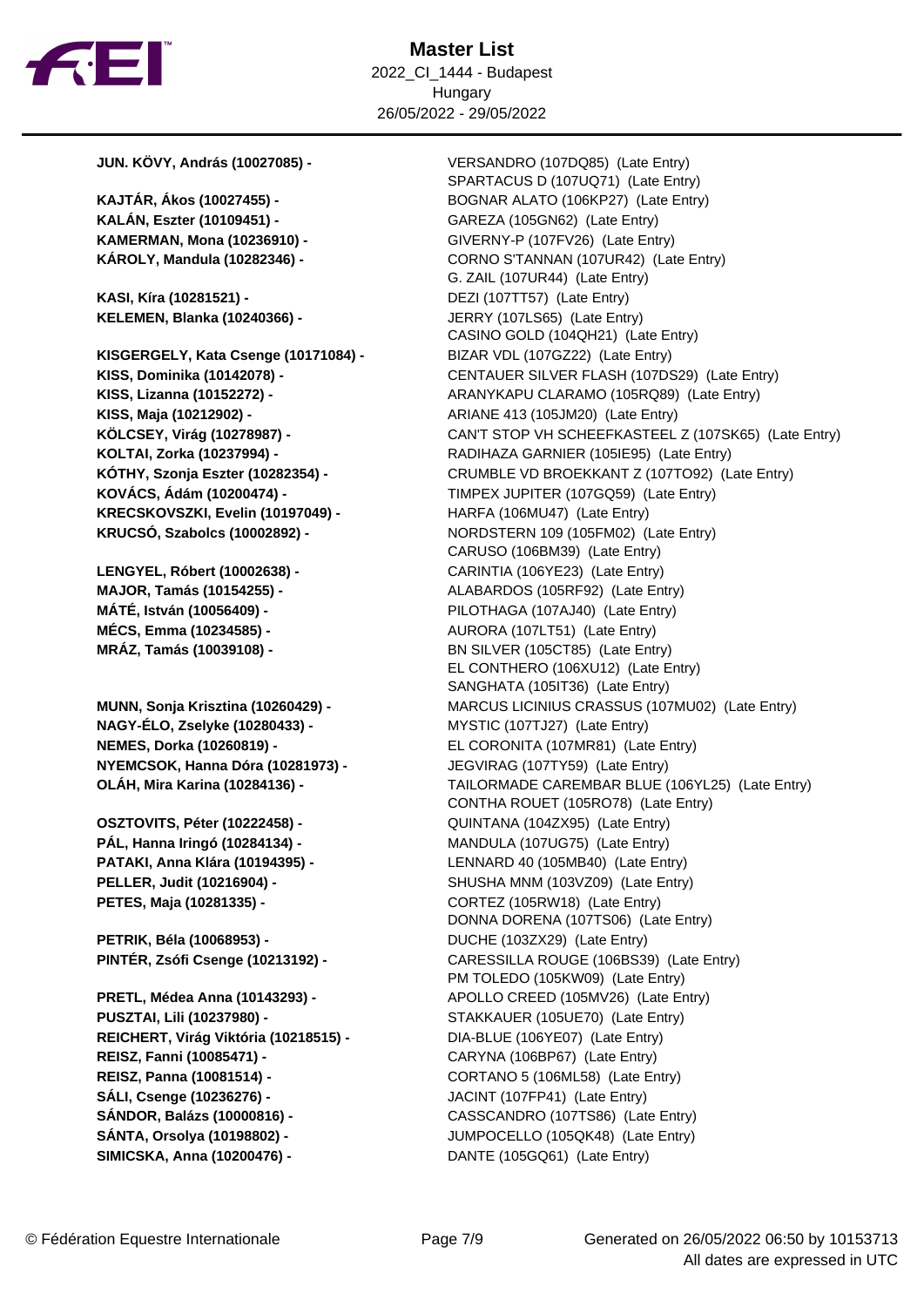# Master List

2022_CI_1444 - Budapest
Hungary
26/05/2022 - 29/05/2022

| Athlete | Horse(s) |
|---|---|
| **JUN. KÖVY, András (10027085) -** | VERSANDRO (107DQ85) (Late Entry)<br>SPARTACUS D (107UQ71) (Late Entry) |
| **KAJTÁR, Ákos (10027455) -** | BOGNAR ALATO (106KP27) (Late Entry) |
| **KALÁN, Eszter (10109451) -** | GAREZA (105GN62) (Late Entry) |
| **KAMERMAN, Mona (10236910) -** | GIVERNY-P (107FV26) (Late Entry) |
| **KÁROLY, Mandula (10282346) -** | CORNO S'TANNAN (107UR42) (Late Entry)<br>G. ZAIL (107UR44) (Late Entry) |
| **KASI, Kíra (10281521) -** | DEZI (107TT57) (Late Entry) |
| **KELEMEN, Blanka (10240366) -** | JERRY (107LS65) (Late Entry)<br>CASINO GOLD (104QH21) (Late Entry) |
| **KISGERGELY, Kata Csenge (10171084) -** | BIZAR VDL (107GZ22) (Late Entry) |
| **KISS, Dominika (10142078) -** | CENTAUER SILVER FLASH (107DS29) (Late Entry) |
| **KISS, Lizanna (10152272) -** | ARANYKAPU CLARAMO (105RQ89) (Late Entry) |
| **KISS, Maja (10212902) -** | ARIANE 413 (105JM20) (Late Entry) |
| **KÖLCSEY, Virág (10278987) -** | CAN'T STOP VH SCHEEFKASTEEL Z (107SK65) (Late Entry) |
| **KOLTAI, Zorka (10237994) -** | RADIHAZA GARNIER (105IE95) (Late Entry) |
| **KÓTHY, Szonja Eszter (10282354) -** | CRUMBLE VD BROEKKANT Z (107TO92) (Late Entry) |
| **KOVÁCS, Ádám (10200474) -** | TIMPEX JUPITER (107GQ59) (Late Entry) |
| **KRECSKOVSZKI, Evelin (10197049) -** | HARFA (106MU47) (Late Entry) |
| **KRUCSÓ, Szabolcs (10002892) -** | NORDSTERN 109 (105FM02) (Late Entry)<br>CARUSO (106BM39) (Late Entry) |
| **LENGYEL, Róbert (10002638) -** | CARINTIA (106YE23) (Late Entry) |
| **MAJOR, Tamás (10154255) -** | ALABARDOS (105RF92) (Late Entry) |
| **MÁTÉ, István (10056409) -** | PILOTHAGA (107AJ40) (Late Entry) |
| **MÉCS, Emma (10234585) -** | AURORA (107LT51) (Late Entry) |
| **MRÁZ, Tamás (10039108) -** | BN SILVER (105CT85) (Late Entry)<br>EL CONTHERO (106XU12) (Late Entry)<br>SANGHATA (105IT36) (Late Entry) |
| **MUNN, Sonja Krisztina (10260429) -** | MARCUS LICINIUS CRASSUS (107MU02) (Late Entry) |
| **NAGY-ÉLO, Zselyke (10280433) -** | MYSTIC (107TJ27) (Late Entry) |
| **NEMES, Dorka (10260819) -** | EL CORONITA (107MR81) (Late Entry) |
| **NYEMCSOK, Hanna Dóra (10281973) -** | JEGVIRAG (107TY59) (Late Entry) |
| **OLÁH, Mira Karina (10284136) -** | TAILORMADE CAREMBAR BLUE (106YL25) (Late Entry)<br>CONTHA ROUET (105RO78) (Late Entry) |
| **OSZTOVITS, Péter (10222458) -** | QUINTANA (104ZX95) (Late Entry) |
| **PÁL, Hanna Iringó (10284134) -** | MANDULA (107UG75) (Late Entry) |
| **PATAKI, Anna Klára (10194395) -** | LENNARD 40 (105MB40) (Late Entry) |
| **PELLER, Judit (10216904) -** | SHUSHA MNM (103VZ09) (Late Entry) |
| **PETES, Maja (10281335) -** | CORTEZ (105RW18) (Late Entry)<br>DONNA DORENA (107TS06) (Late Entry) |
| **PETRIK, Béla (10068953) -** | DUCHE (103ZX29) (Late Entry) |
| **PINTÉR, Zsófi Csenge (10213192) -** | CARESSILLA ROUGE (106BS39) (Late Entry)<br>PM TOLEDO (105KW09) (Late Entry) |
| **PRETL, Médea Anna (10143293) -** | APOLLO CREED (105MV26) (Late Entry) |
| **PUSZTAI, Lili (10237980) -** | STAKKAUER (105UE70) (Late Entry) |
| **REICHERT, Virág Viktória (10218515) -** | DIA-BLUE (106YE07) (Late Entry) |
| **REISZ, Fanni (10085471) -** | CARYNA (106BP67) (Late Entry) |
| **REISZ, Panna (10081514) -** | CORTANO 5 (106ML58) (Late Entry) |
| **SÁLI, Csenge (10236276) -** | JACINT (107FP41) (Late Entry) |
| **SÁNDOR, Balázs (10000816) -** | CASSCANDRO (107TS86) (Late Entry) |
| **SÁNTA, Orsolya (10198802) -** | JUMPOCELLO (105QK48) (Late Entry) |
| **SIMICSKA, Anna (10200476) -** | DANTE (105GQ61) (Late Entry) |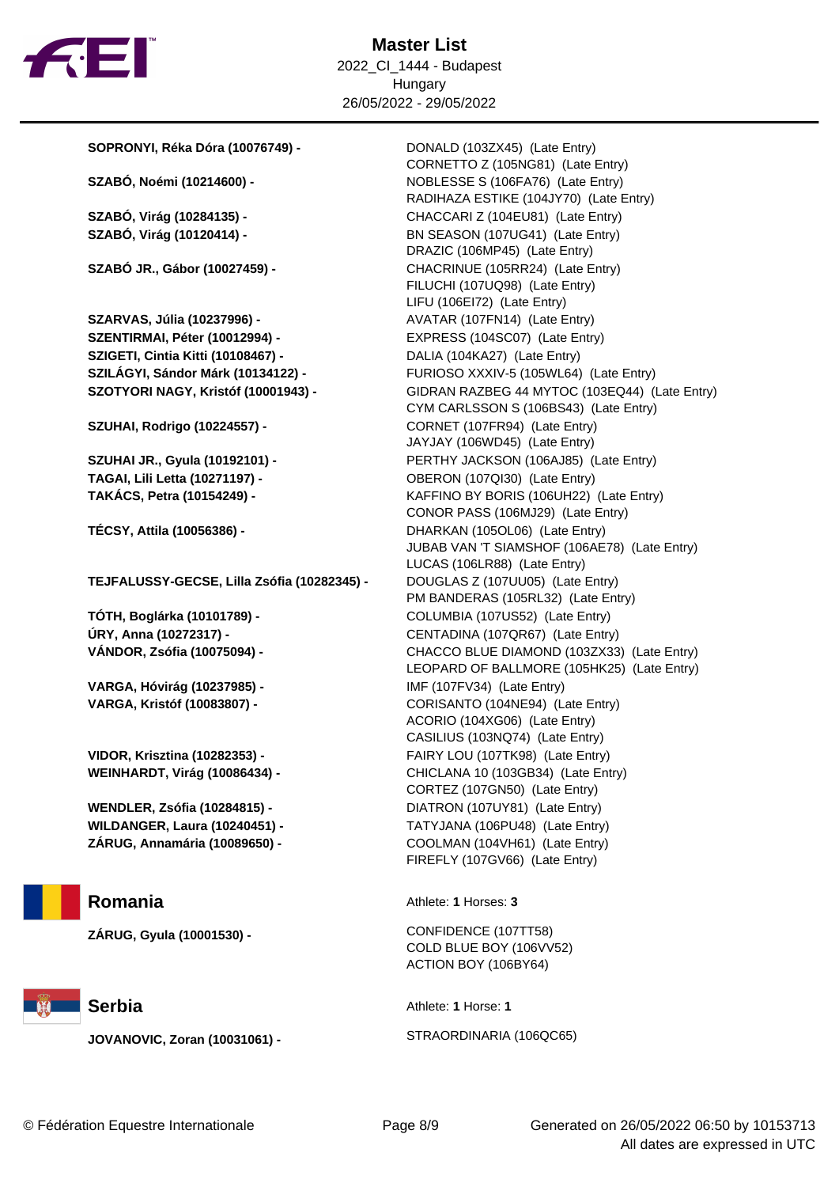# Master List

2022_CI_1444 - Budapest
Hungary
26/05/2022 - 29/05/2022

| Athlete | Horses |
| --- | --- |
| **SOPRONYI, Réka Dóra (10076749) -** | DONALD (103ZX45) (Late Entry)<br>CORNETTO Z (105NG81) (Late Entry) |
| **SZABÓ, Noémi (10214600) -** | NOBLESSE S (106FA76) (Late Entry)<br>RADIHAZA ESTIKE (104JY70) (Late Entry) |
| **SZABÓ, Virág (10284135) -** | CHACCARI Z (104EU81) (Late Entry) |
| **SZABÓ, Virág (10120414) -** | BN SEASON (107UG41) (Late Entry)<br>DRAZIC (106MP45) (Late Entry) |
| **SZABÓ JR., Gábor (10027459) -** | CHACRINUE (105RR24) (Late Entry)<br>FILUCHI (107UQ98) (Late Entry)<br>LIFU (106EI72) (Late Entry) |
| **SZARVAS, Júlia (10237996) -** | AVATAR (107FN14) (Late Entry) |
| **SZENTIRMAI, Péter (10012994) -** | EXPRESS (104SC07) (Late Entry) |
| **SZIGETI, Cintia Kitti (10108467) -** | DALIA (104KA27) (Late Entry) |
| **SZILÁGYI, Sándor Márk (10134122) -** | FURIOSO XXXIV-5 (105WL64) (Late Entry) |
| **SZOTYORI NAGY, Kristóf (10001943) -** | GIDRAN RAZBEG 44 MYTOC (103EQ44) (Late Entry)<br>CYM CARLSSON S (106BS43) (Late Entry) |
| **SZUHAI, Rodrigo (10224557) -** | CORNET (107FR94) (Late Entry)<br>JAYJAY (106WD45) (Late Entry) |
| **SZUHAI JR., Gyula (10192101) -** | PERTHY JACKSON (106AJ85) (Late Entry) |
| **TAGAI, Lili Letta (10271197) -** | OBERON (107QI30) (Late Entry) |
| **TAKÁCS, Petra (10154249) -** | KAFFINO BY BORIS (106UH22) (Late Entry)<br>CONOR PASS (106MJ29) (Late Entry) |
| **TÉCSY, Attila (10056386) -** | DHARKAN (105OL06) (Late Entry)<br>JUBAB VAN 'T SIAMSHOF (106AE78) (Late Entry)<br>LUCAS (106LR88) (Late Entry) |
| **TEJFALUSSY-GECSE, Lilla Zsófia (10282345) -** | DOUGLAS Z (107UU05) (Late Entry)<br>PM BANDERAS (105RL32) (Late Entry) |
| **TÓTH, Boglárka (10101789) -** | COLUMBIA (107US52) (Late Entry) |
| **ÚRY, Anna (10272317) -** | CENTADINA (107QR67) (Late Entry) |
| **VÁNDOR, Zsófia (10075094) -** | CHACCO BLUE DIAMOND (103ZX33) (Late Entry)<br>LEOPARD OF BALLMORE (105HK25) (Late Entry) |
| **VARGA, Hóvirág (10237985) -** | IMF (107FV34) (Late Entry) |
| **VARGA, Kristóf (10083807) -** | CORISANTO (104NE94) (Late Entry)<br>ACORIO (104XG06) (Late Entry)<br>CASILIUS (103NQ74) (Late Entry) |
| **VIDOR, Krisztina (10282353) -** | FAIRY LOU (107TK98) (Late Entry) |
| **WEINHARDT, Virág (10086434) -** | CHICLANA 10 (103GB34) (Late Entry)<br>CORTEZ (107GN50) (Late Entry) |
| **WENDLER, Zsófia (10284815) -** | DIATRON (107UY81) (Late Entry) |
| **WILDANGER, Laura (10240451) -** | TATYJANA (106PU48) (Late Entry) |
| **ZÁRUG, Annamária (10089650) -** | COOLMAN (104VH61) (Late Entry)<br>FIREFLY (107GV66) (Late Entry) |

## Romania

Athlete: **1** Horses: **3**

| Athlete | Horses |
| --- | --- |
| **ZÁRUG, Gyula (10001530) -** | CONFIDENCE (107TT58)<br>COLD BLUE BOY (106VV52)<br>ACTION BOY (106BY64) |

## Serbia

Athlete: **1** Horse: **1**

| Athlete | Horses |
| --- | --- |
| **JOVANOVIC, Zoran (10031061) -** | STRAORDINARIA (106QC65) |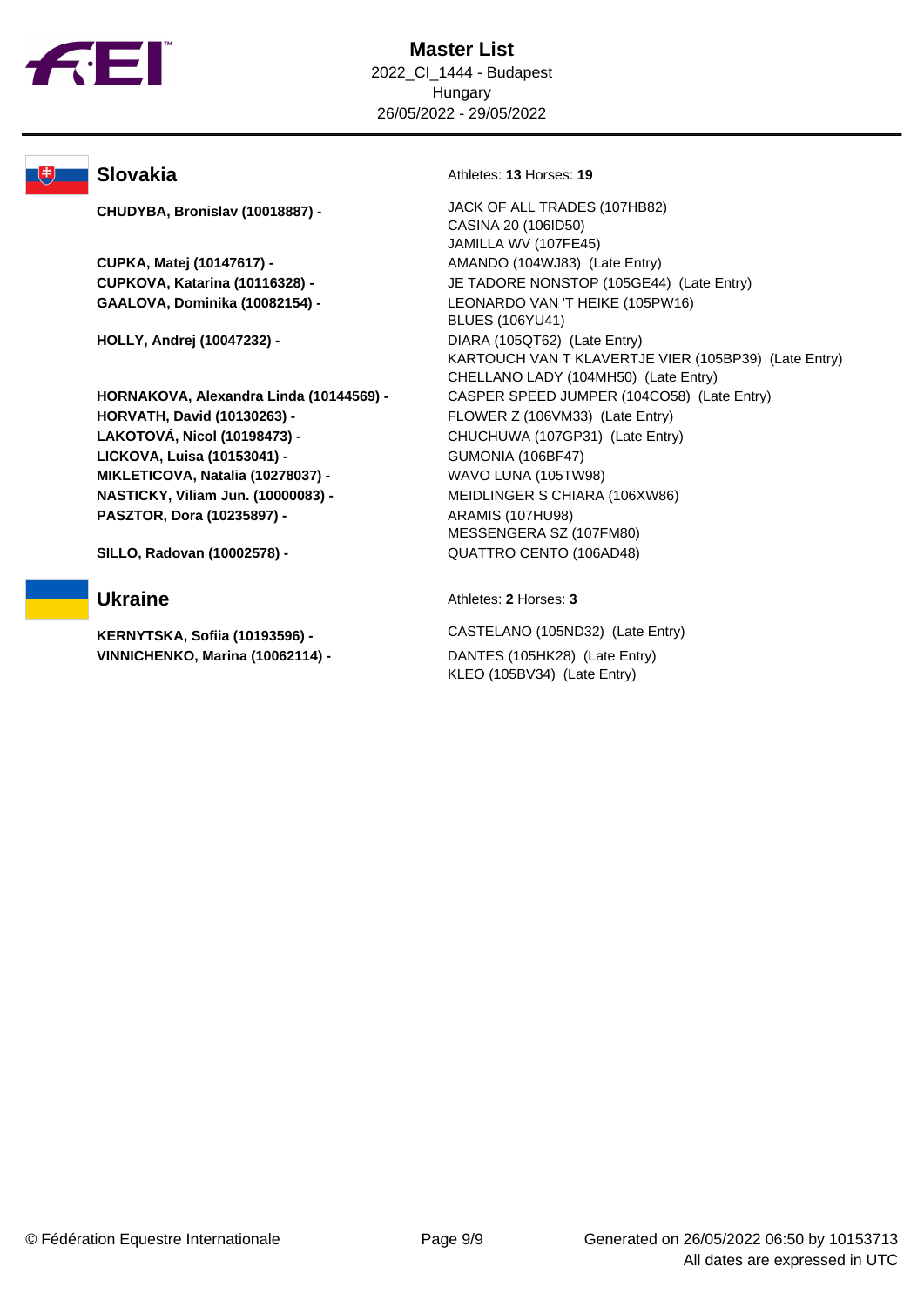# Master List

2022_CI_1444 - Budapest
Hungary
26/05/2022 - 29/05/2022

## Slovakia

Athletes: **13** Horses: **19**

| | |
|---|---|
| **CHUDYBA, Bronislav (10018887) -** | JACK OF ALL TRADES (107HB82)<br>CASINA 20 (106ID50)<br>JAMILLA WV (107FE45) |
| **CUPKA, Matej (10147617) -** | AMANDO (104WJ83) (Late Entry) |
| **CUPKOVA, Katarina (10116328) -** | JE TADORE NONSTOP (105GE44) (Late Entry) |
| **GAALOVA, Dominika (10082154) -** | LEONARDO VAN 'T HEIKE (105PW16)<br>BLUES (106YU41) |
| **HOLLY, Andrej (10047232) -** | DIARA (105QT62) (Late Entry)<br>KARTOUCH VAN T KLAVERTJE VIER (105BP39) (Late Entry)<br>CHELLANO LADY (104MH50) (Late Entry) |
| **HORNAKOVA, Alexandra Linda (10144569) -** | CASPER SPEED JUMPER (104CO58) (Late Entry) |
| **HORVATH, David (10130263) -** | FLOWER Z (106VM33) (Late Entry) |
| **LAKOTOVÁ, Nicol (10198473) -** | CHUCHUWA (107GP31) (Late Entry) |
| **LICKOVA, Luisa (10153041) -** | GUMONIA (106BF47) |
| **MIKLETICOVA, Natalia (10278037) -** | WAVO LUNA (105TW98) |
| **NASTICKY, Viliam Jun. (10000083) -** | MEIDLINGER S CHIARA (106XW86) |
| **PASZTOR, Dora (10235897) -** | ARAMIS (107HU98)<br>MESSENGERA SZ (107FM80) |
| **SILLO, Radovan (10002578) -** | QUATTRO CENTO (106AD48) |

## Ukraine

Athletes: **2** Horses: **3**

| | |
|---|---|
| **KERNYTSKA, Sofiia (10193596) -** | CASTELANO (105ND32) (Late Entry) |
| **VINNICHENKO, Marina (10062114) -** | DANTES (105HK28) (Late Entry)<br>KLEO (105BV34) (Late Entry) |

© Fédération Equestre Internationale

Generated on 26/05/2022 06:50 by 10153713
All dates are expressed in UTC